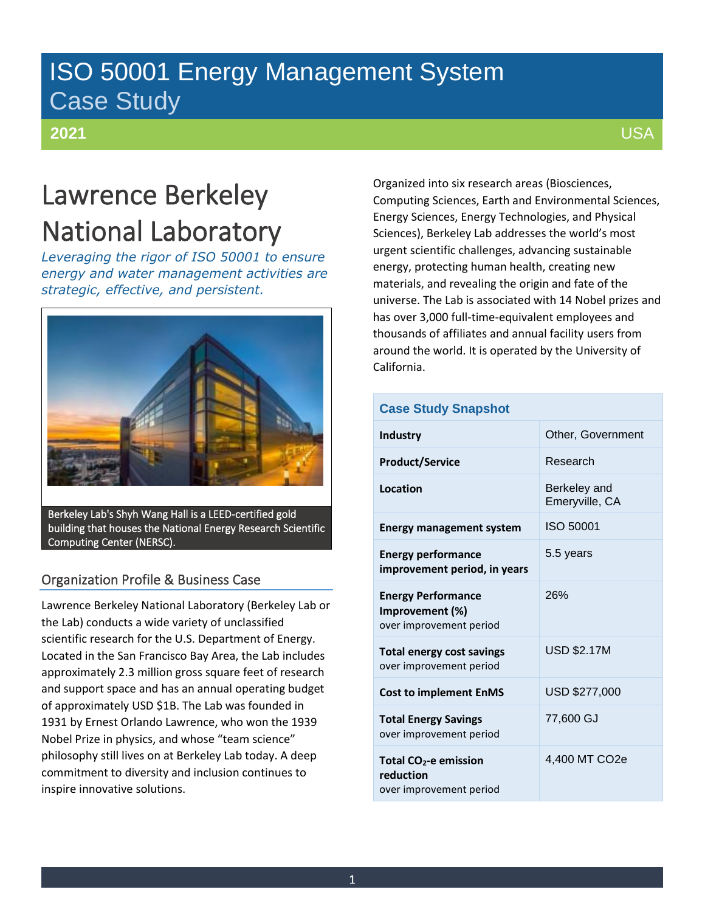# ISO 50001 Energy Management System
## Case Study

**2021** USA

# Lawrence Berkeley National Laboratory

*Leveraging the rigor of ISO 50001 to ensure energy and water management activities are strategic, effective, and persistent.*

Berkeley Lab's Shyh Wang Hall is a LEED-certified gold building that houses the National Energy Research Scientific Computing Center (NERSC).

## Organization Profile & Business Case

Lawrence Berkeley National Laboratory (Berkeley Lab or the Lab) conducts a wide variety of unclassified scientific research for the U.S. Department of Energy. Located in the San Francisco Bay Area, the Lab includes approximately 2.3 million gross square feet of research and support space and has an annual operating budget of approximately USD $1B. The Lab was founded in 1931 by Ernest Orlando Lawrence, who won the 1939 Nobel Prize in physics, and whose "team science" philosophy still lives on at Berkeley Lab today. A deep commitment to diversity and inclusion continues to inspire innovative solutions.

Organized into six research areas (Biosciences, Computing Sciences, Earth and Environmental Sciences, Energy Sciences, Energy Technologies, and Physical Sciences), Berkeley Lab addresses the world's most urgent scientific challenges, advancing sustainable energy, protecting human health, creating new materials, and revealing the origin and fate of the universe. The Lab is associated with 14 Nobel prizes and has over 3,000 full-time-equivalent employees and thousands of affiliates and annual facility users from around the world. It is operated by the University of California.

| Case Study Snapshot | |
|---|---|
| **Industry** | Other, Government |
| **Product/Service** | Research |
| **Location** | Berkeley and Emeryville, CA |
| **Energy management system** | ISO 50001 |
| **Energy performance improvement period, in years** | 5.5 years |
| **Energy Performance Improvement (%)** over improvement period | 26% |
| **Total energy cost savings** over improvement period | USD $2.17M |
| **Cost to implement EnMS** | USD $277,000 |
| **Total Energy Savings** over improvement period | 77,600 GJ |
| **Total $CO_2$-e emission reduction** over improvement period | 4,400 MT CO2e |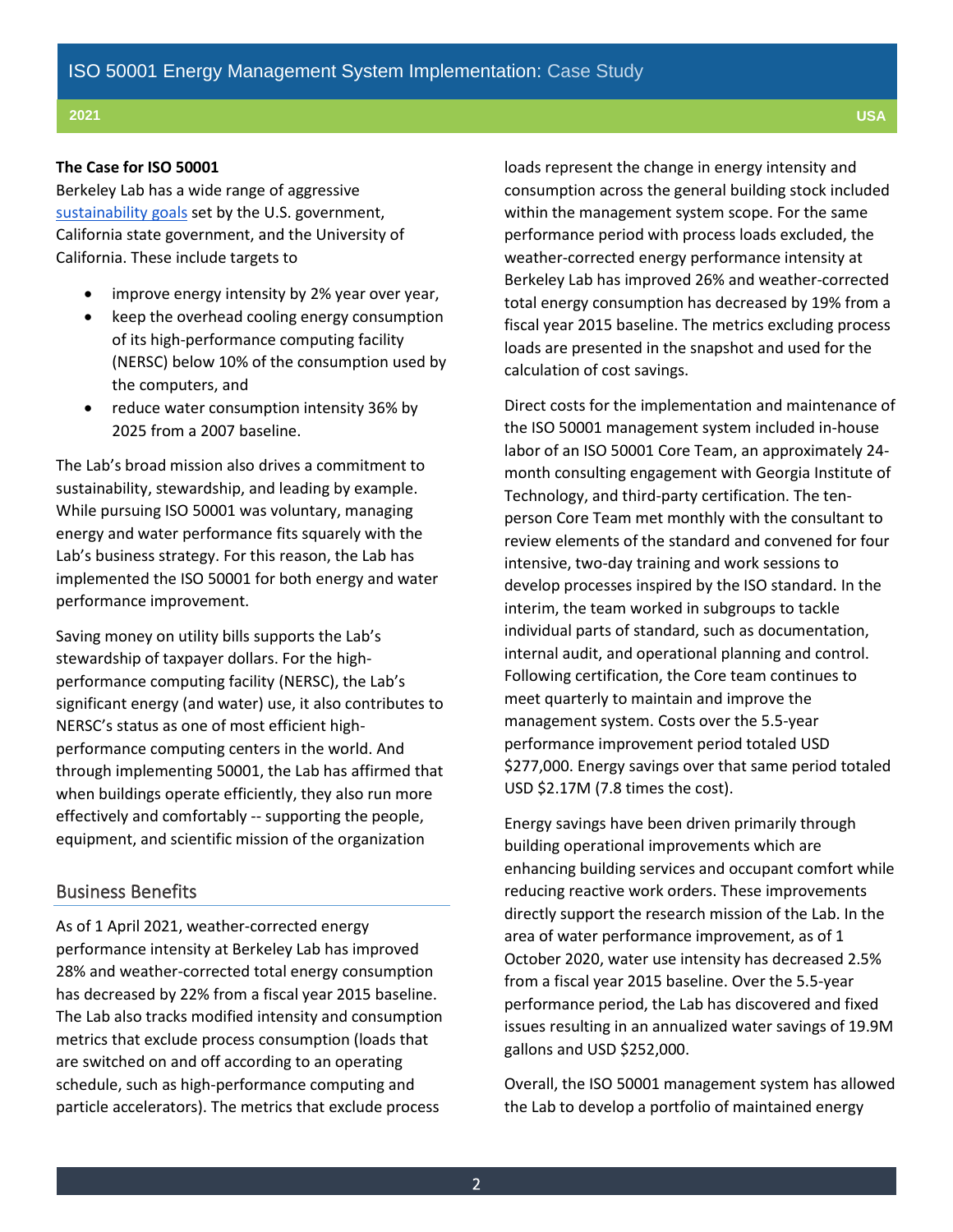**The Case for ISO 50001**

Berkeley Lab has a wide range of aggressive sustainability goals set by the U.S. government, California state government, and the University of California. These include targets to

- improve energy intensity by 2% year over year,
- keep the overhead cooling energy consumption of its high-performance computing facility (NERSC) below 10% of the consumption used by the computers, and
- reduce water consumption intensity 36% by 2025 from a 2007 baseline.

The Lab's broad mission also drives a commitment to sustainability, stewardship, and leading by example. While pursuing ISO 50001 was voluntary, managing energy and water performance fits squarely with the Lab's business strategy. For this reason, the Lab has implemented the ISO 50001 for both energy and water performance improvement.

Saving money on utility bills supports the Lab's stewardship of taxpayer dollars. For the high-performance computing facility (NERSC), the Lab's significant energy (and water) use, it also contributes to NERSC's status as one of most efficient high-performance computing centers in the world. And through implementing 50001, the Lab has affirmed that when buildings operate efficiently, they also run more effectively and comfortably -- supporting the people, equipment, and scientific mission of the organization

## Business Benefits

As of 1 April 2021, weather-corrected energy performance intensity at Berkeley Lab has improved 28% and weather-corrected total energy consumption has decreased by 22% from a fiscal year 2015 baseline. The Lab also tracks modified intensity and consumption metrics that exclude process consumption (loads that are switched on and off according to an operating schedule, such as high-performance computing and particle accelerators). The metrics that exclude process loads represent the change in energy intensity and consumption across the general building stock included within the management system scope. For the same performance period with process loads excluded, the weather-corrected energy performance intensity at Berkeley Lab has improved 26% and weather-corrected total energy consumption has decreased by 19% from a fiscal year 2015 baseline. The metrics excluding process loads are presented in the snapshot and used for the calculation of cost savings.

Direct costs for the implementation and maintenance of the ISO 50001 management system included in-house labor of an ISO 50001 Core Team, an approximately 24-month consulting engagement with Georgia Institute of Technology, and third-party certification. The ten-person Core Team met monthly with the consultant to review elements of the standard and convened for four intensive, two-day training and work sessions to develop processes inspired by the ISO standard. In the interim, the team worked in subgroups to tackle individual parts of standard, such as documentation, internal audit, and operational planning and control. Following certification, the Core team continues to meet quarterly to maintain and improve the management system. Costs over the 5.5-year performance improvement period totaled USD $277,000. Energy savings over that same period totaled USD $2.17M (7.8 times the cost).

Energy savings have been driven primarily through building operational improvements which are enhancing building services and occupant comfort while reducing reactive work orders. These improvements directly support the research mission of the Lab. In the area of water performance improvement, as of 1 October 2020, water use intensity has decreased 2.5% from a fiscal year 2015 baseline. Over the 5.5-year performance period, the Lab has discovered and fixed issues resulting in an annualized water savings of 19.9M gallons and USD $252,000.

Overall, the ISO 50001 management system has allowed the Lab to develop a portfolio of maintained energy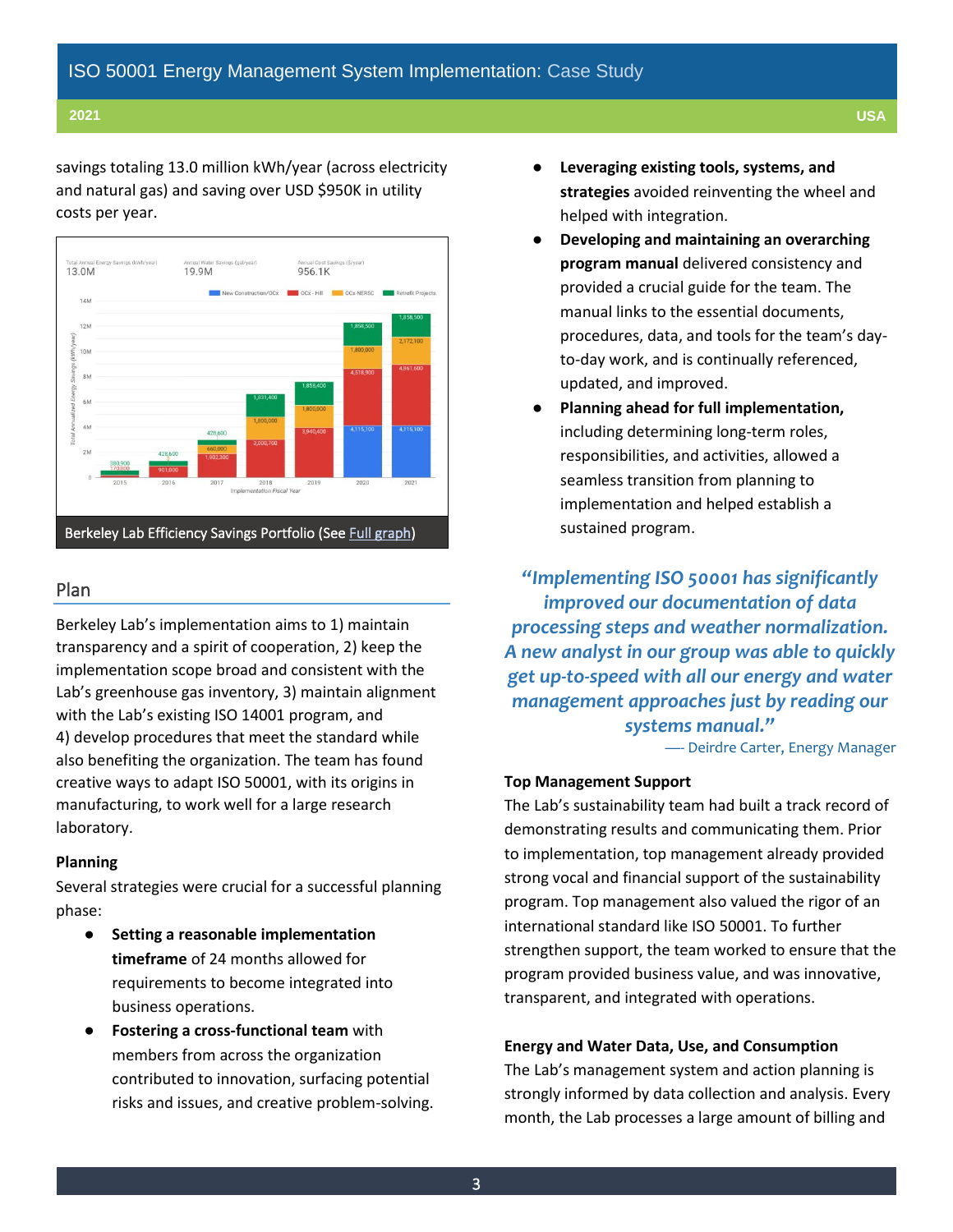savings totaling 13.0 million kWh/year (across electricity and natural gas) and saving over USD $950K in utility costs per year.

Berkeley Lab Efficiency Savings Portfolio (See Full graph)

## Plan

Berkeley Lab's implementation aims to 1) maintain transparency and a spirit of cooperation, 2) keep the implementation scope broad and consistent with the Lab's greenhouse gas inventory, 3) maintain alignment with the Lab's existing ISO 14001 program, and 4) develop procedures that meet the standard while also benefiting the organization. The team has found creative ways to adapt ISO 50001, with its origins in manufacturing, to work well for a large research laboratory.

### Planning

Several strategies were crucial for a successful planning phase:

- **Setting a reasonable implementation timeframe** of 24 months allowed for requirements to become integrated into business operations.
- **Fostering a cross-functional team** with members from across the organization contributed to innovation, surfacing potential risks and issues, and creative problem-solving.
- **Leveraging existing tools, systems, and strategies** avoided reinventing the wheel and helped with integration.
- **Developing and maintaining an overarching program manual** delivered consistency and provided a crucial guide for the team. The manual links to the essential documents, procedures, data, and tools for the team's day-to-day work, and is continually referenced, updated, and improved.
- **Planning ahead for full implementation,** including determining long-term roles, responsibilities, and activities, allowed a seamless transition from planning to implementation and helped establish a sustained program.

*"Implementing ISO 50001 has significantly improved our documentation of data processing steps and weather normalization. A new analyst in our group was able to quickly get up-to-speed with all our energy and water management approaches just by reading our systems manual."*

—- Deirdre Carter, Energy Manager

### Top Management Support

The Lab's sustainability team had built a track record of demonstrating results and communicating them. Prior to implementation, top management already provided strong vocal and financial support of the sustainability program. Top management also valued the rigor of an international standard like ISO 50001. To further strengthen support, the team worked to ensure that the program provided business value, and was innovative, transparent, and integrated with operations.

### Energy and Water Data, Use, and Consumption

The Lab's management system and action planning is strongly informed by data collection and analysis. Every month, the Lab processes a large amount of billing and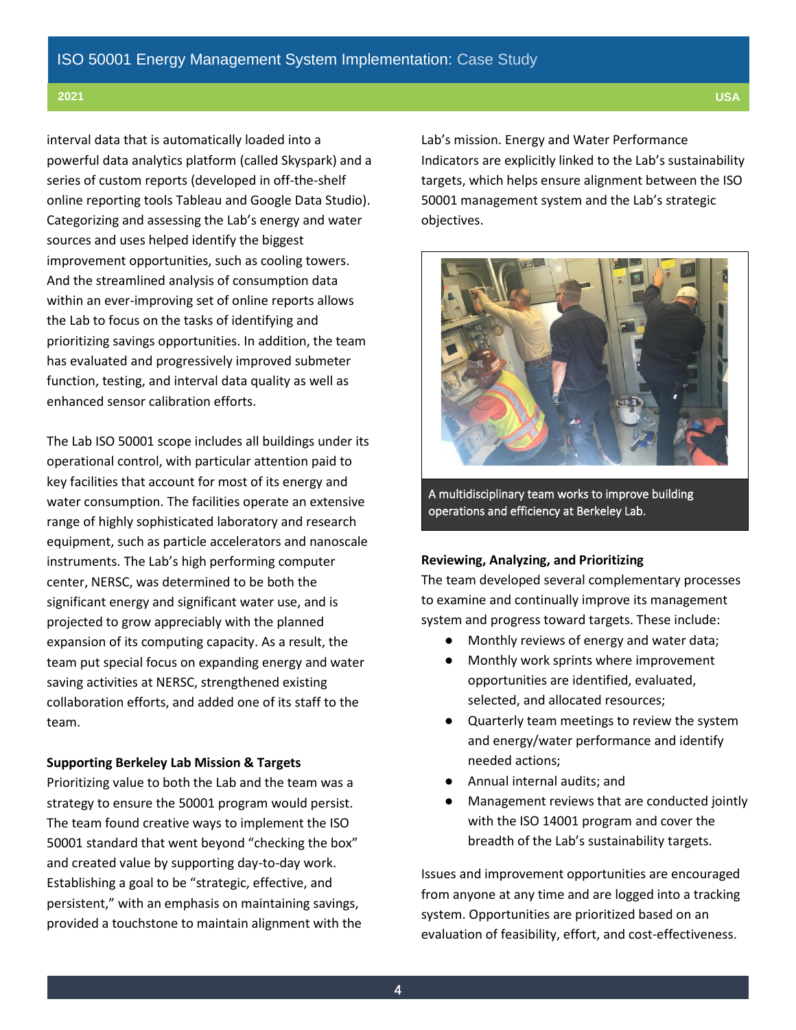interval data that is automatically loaded into a powerful data analytics platform (called Skyspark) and a series of custom reports (developed in off-the-shelf online reporting tools Tableau and Google Data Studio). Categorizing and assessing the Lab's energy and water sources and uses helped identify the biggest improvement opportunities, such as cooling towers. And the streamlined analysis of consumption data within an ever-improving set of online reports allows the Lab to focus on the tasks of identifying and prioritizing savings opportunities. In addition, the team has evaluated and progressively improved submeter function, testing, and interval data quality as well as enhanced sensor calibration efforts.

The Lab ISO 50001 scope includes all buildings under its operational control, with particular attention paid to key facilities that account for most of its energy and water consumption. The facilities operate an extensive range of highly sophisticated laboratory and research equipment, such as particle accelerators and nanoscale instruments. The Lab's high performing computer center, NERSC, was determined to be both the significant energy and significant water use, and is projected to grow appreciably with the planned expansion of its computing capacity. As a result, the team put special focus on expanding energy and water saving activities at NERSC, strengthened existing collaboration efforts, and added one of its staff to the team.

**Supporting Berkeley Lab Mission & Targets**

Prioritizing value to both the Lab and the team was a strategy to ensure the 50001 program would persist. The team found creative ways to implement the ISO 50001 standard that went beyond "checking the box" and created value by supporting day-to-day work. Establishing a goal to be "strategic, effective, and persistent," with an emphasis on maintaining savings, provided a touchstone to maintain alignment with the Lab's mission. Energy and Water Performance Indicators are explicitly linked to the Lab's sustainability targets, which helps ensure alignment between the ISO 50001 management system and the Lab's strategic objectives.

A multidisciplinary team works to improve building operations and efficiency at Berkeley Lab.

**Reviewing, Analyzing, and Prioritizing**

The team developed several complementary processes to examine and continually improve its management system and progress toward targets. These include:

- Monthly reviews of energy and water data;
- Monthly work sprints where improvement opportunities are identified, evaluated, selected, and allocated resources;
- Quarterly team meetings to review the system and energy/water performance and identify needed actions;
- Annual internal audits; and
- Management reviews that are conducted jointly with the ISO 14001 program and cover the breadth of the Lab's sustainability targets.

Issues and improvement opportunities are encouraged from anyone at any time and are logged into a tracking system. Opportunities are prioritized based on an evaluation of feasibility, effort, and cost-effectiveness.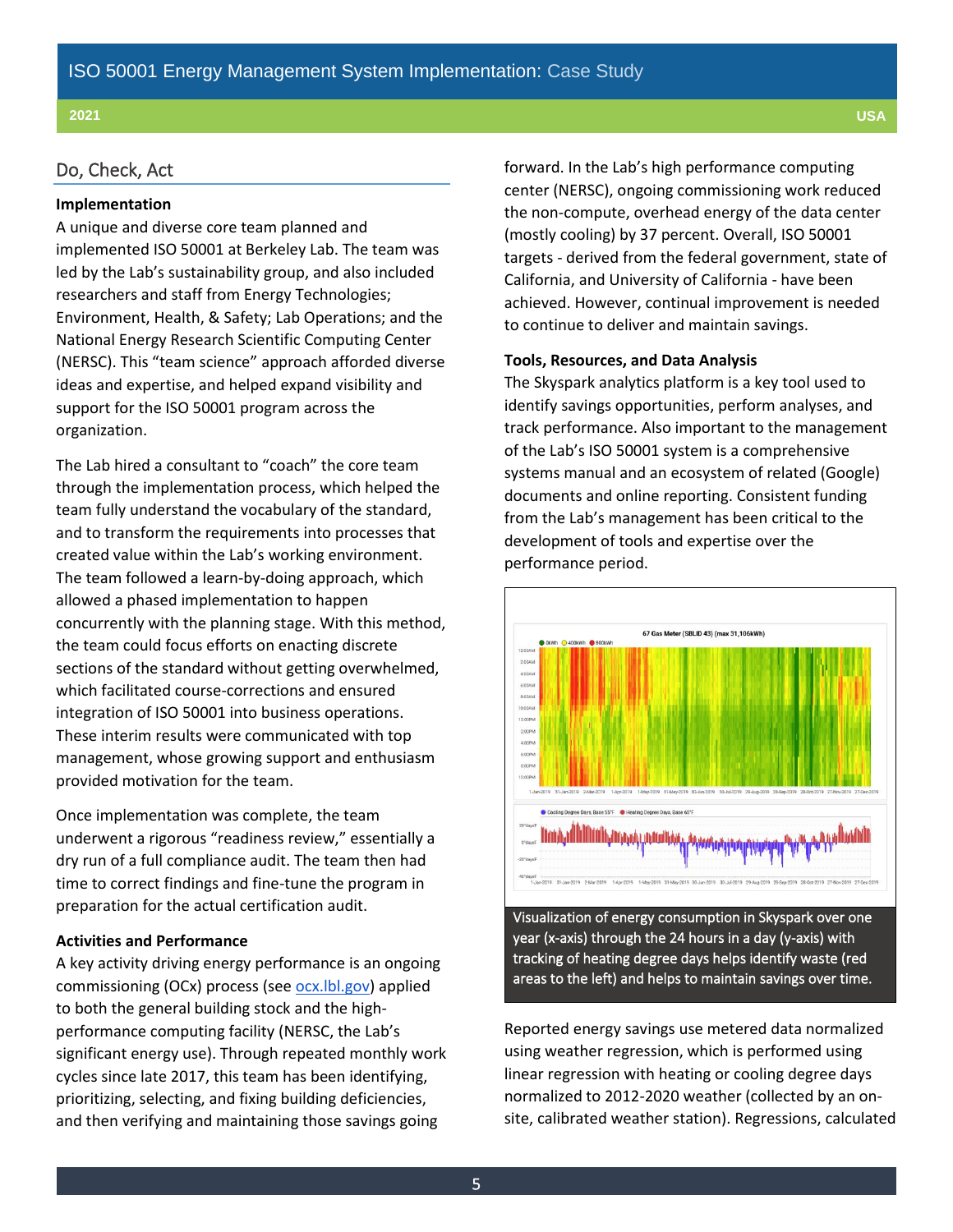## Do, Check, Act

**Implementation**

A unique and diverse core team planned and implemented ISO 50001 at Berkeley Lab. The team was led by the Lab's sustainability group, and also included researchers and staff from Energy Technologies; Environment, Health, & Safety; Lab Operations; and the National Energy Research Scientific Computing Center (NERSC). This "team science" approach afforded diverse ideas and expertise, and helped expand visibility and support for the ISO 50001 program across the organization.

The Lab hired a consultant to "coach" the core team through the implementation process, which helped the team fully understand the vocabulary of the standard, and to transform the requirements into processes that created value within the Lab's working environment. The team followed a learn-by-doing approach, which allowed a phased implementation to happen concurrently with the planning stage. With this method, the team could focus efforts on enacting discrete sections of the standard without getting overwhelmed, which facilitated course-corrections and ensured integration of ISO 50001 into business operations. These interim results were communicated with top management, whose growing support and enthusiasm provided motivation for the team.

Once implementation was complete, the team underwent a rigorous "readiness review," essentially a dry run of a full compliance audit. The team then had time to correct findings and fine-tune the program in preparation for the actual certification audit.

**Activities and Performance**

A key activity driving energy performance is an ongoing commissioning (OCx) process (see [ocx.lbl.gov](ocx.lbl.gov)) applied to both the general building stock and the high-performance computing facility (NERSC, the Lab's significant energy use). Through repeated monthly work cycles since late 2017, this team has been identifying, prioritizing, selecting, and fixing building deficiencies, and then verifying and maintaining those savings going forward. In the Lab's high performance computing center (NERSC), ongoing commissioning work reduced the non-compute, overhead energy of the data center (mostly cooling) by 37 percent. Overall, ISO 50001 targets - derived from the federal government, state of California, and University of California - have been achieved. However, continual improvement is needed to continue to deliver and maintain savings.

**Tools, Resources, and Data Analysis**

The Skyspark analytics platform is a key tool used to identify savings opportunities, perform analyses, and track performance. Also important to the management of the Lab's ISO 50001 system is a comprehensive systems manual and an ecosystem of related (Google) documents and online reporting. Consistent funding from the Lab's management has been critical to the development of tools and expertise over the performance period.

67 Gas Meter (SBLID 43) (max 31,106kWh)

0kWh 400kWh 800kWh

Cooling Degree Days, Base 55°F Heating Degree Days, Base 65°F

Visualization of energy consumption in Skyspark over one year (x-axis) through the 24 hours in a day (y-axis) with tracking of heating degree days helps identify waste (red areas to the left) and helps to maintain savings over time.

Reported energy savings use metered data normalized using weather regression, which is performed using linear regression with heating or cooling degree days normalized to 2012-2020 weather (collected by an on-site, calibrated weather station). Regressions, calculated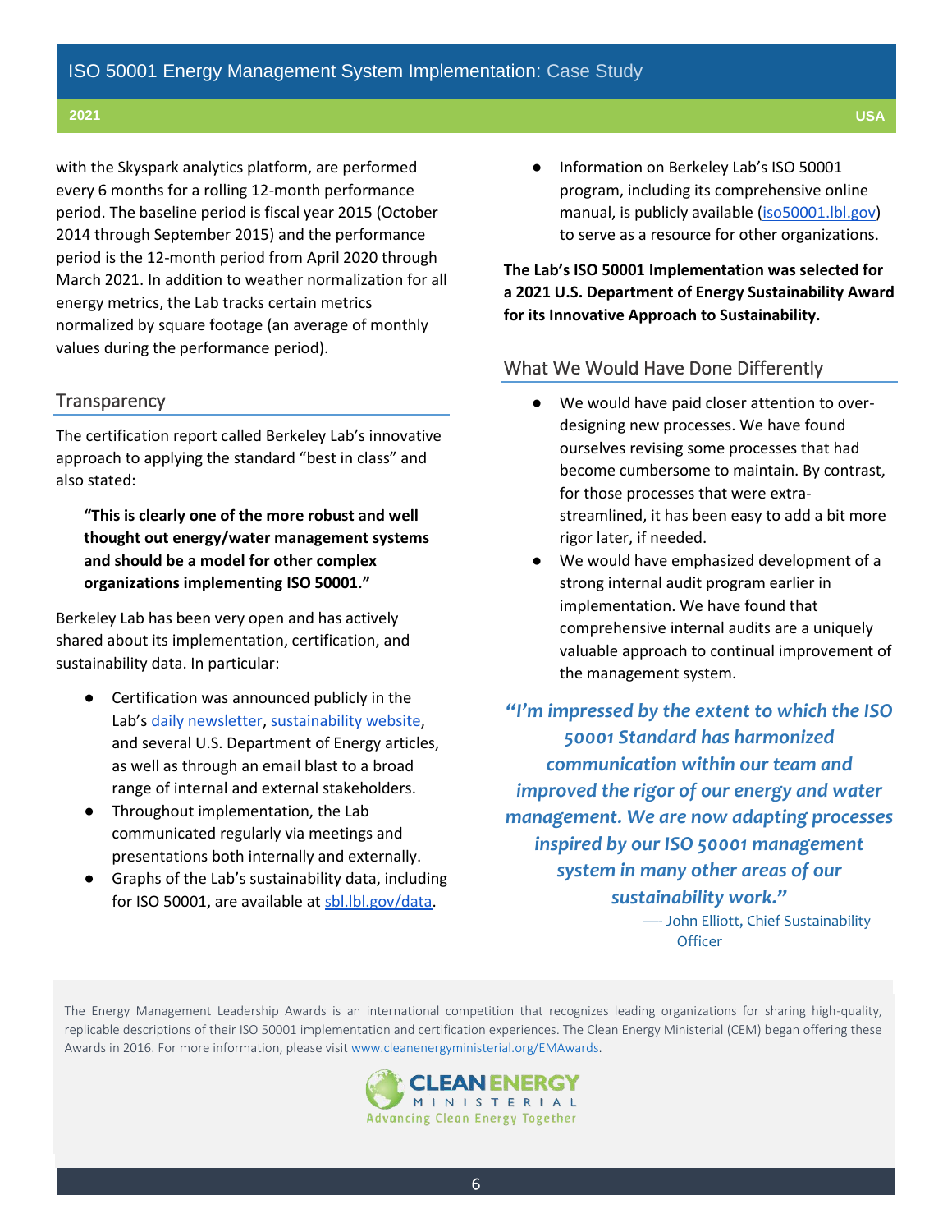with the Skyspark analytics platform, are performed every 6 months for a rolling 12-month performance period. The baseline period is fiscal year 2015 (October 2014 through September 2015) and the performance period is the 12-month period from April 2020 through March 2021. In addition to weather normalization for all energy metrics, the Lab tracks certain metrics normalized by square footage (an average of monthly values during the performance period).

## Transparency

The certification report called Berkeley Lab's innovative approach to applying the standard "best in class" and also stated:

> **"This is clearly one of the more robust and well thought out energy/water management systems and should be a model for other complex organizations implementing ISO 50001."**

Berkeley Lab has been very open and has actively shared about its implementation, certification, and sustainability data. In particular:

- Certification was announced publicly in the Lab's daily newsletter, sustainability website, and several U.S. Department of Energy articles, as well as through an email blast to a broad range of internal and external stakeholders.
- Throughout implementation, the Lab communicated regularly via meetings and presentations both internally and externally.
- Graphs of the Lab's sustainability data, including for ISO 50001, are available at sbl.lbl.gov/data.
- Information on Berkeley Lab's ISO 50001 program, including its comprehensive online manual, is publicly available (iso50001.lbl.gov) to serve as a resource for other organizations.

**The Lab's ISO 50001 Implementation was selected for a 2021 U.S. Department of Energy Sustainability Award for its Innovative Approach to Sustainability.**

## What We Would Have Done Differently

- We would have paid closer attention to over-designing new processes. We have found ourselves revising some processes that had become cumbersome to maintain. By contrast, for those processes that were extra-streamlined, it has been easy to add a bit more rigor later, if needed.
- We would have emphasized development of a strong internal audit program earlier in implementation. We have found that comprehensive internal audits are a uniquely valuable approach to continual improvement of the management system.

***"I'm impressed by the extent to which the ISO 50001 Standard has harmonized communication within our team and improved the rigor of our energy and water management. We are now adapting processes inspired by our ISO 50001 management system in many other areas of our sustainability work."***

— John Elliott, Chief Sustainability Officer

The Energy Management Leadership Awards is an international competition that recognizes leading organizations for sharing high-quality, replicable descriptions of their ISO 50001 implementation and certification experiences. The Clean Energy Ministerial (CEM) began offering these Awards in 2016. For more information, please visit www.cleanenergyministerial.org/EMAwards.

CLEAN ENERGY MINISTERIAL
Advancing Clean Energy Together